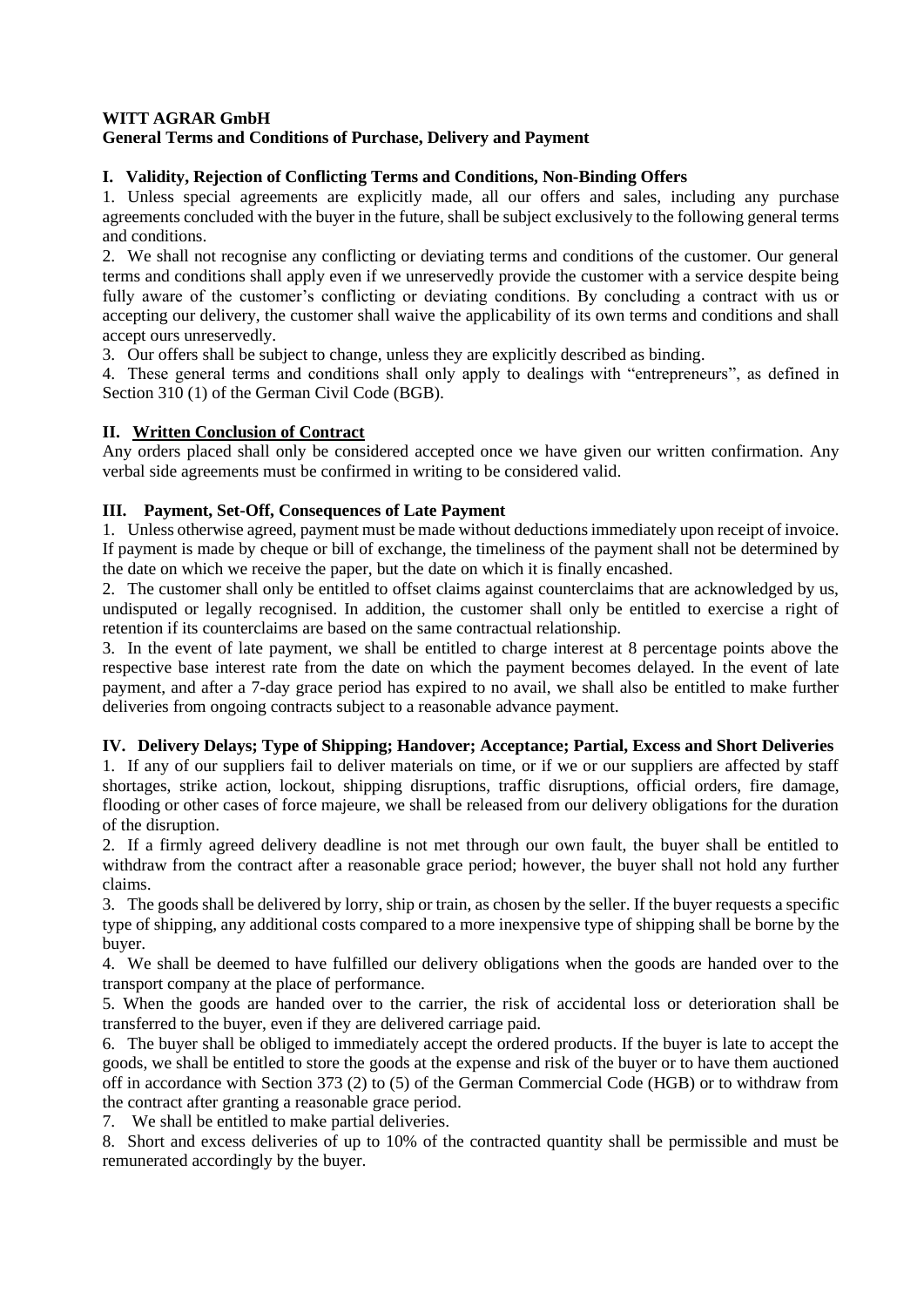**WITT AGRAR GmbH**
**General Terms and Conditions of Purchase, Delivery and Payment**

## I. Validity, Rejection of Conflicting Terms and Conditions, Non-Binding Offers

1. Unless special agreements are explicitly made, all our offers and sales, including any purchase agreements concluded with the buyer in the future, shall be subject exclusively to the following general terms and conditions.
2. We shall not recognise any conflicting or deviating terms and conditions of the customer. Our general terms and conditions shall apply even if we unreservedly provide the customer with a service despite being fully aware of the customer's conflicting or deviating conditions. By concluding a contract with us or accepting our delivery, the customer shall waive the applicability of its own terms and conditions and shall accept ours unreservedly.
3. Our offers shall be subject to change, unless they are explicitly described as binding.
4. These general terms and conditions shall only apply to dealings with "entrepreneurs", as defined in Section 310 (1) of the German Civil Code (BGB).

## II. Written Conclusion of Contract

Any orders placed shall only be considered accepted once we have given our written confirmation. Any verbal side agreements must be confirmed in writing to be considered valid.

## III. Payment, Set-Off, Consequences of Late Payment

1. Unless otherwise agreed, payment must be made without deductions immediately upon receipt of invoice. If payment is made by cheque or bill of exchange, the timeliness of the payment shall not be determined by the date on which we receive the paper, but the date on which it is finally encashed.
2. The customer shall only be entitled to offset claims against counterclaims that are acknowledged by us, undisputed or legally recognised. In addition, the customer shall only be entitled to exercise a right of retention if its counterclaims are based on the same contractual relationship.
3. In the event of late payment, we shall be entitled to charge interest at 8 percentage points above the respective base interest rate from the date on which the payment becomes delayed. In the event of late payment, and after a 7-day grace period has expired to no avail, we shall also be entitled to make further deliveries from ongoing contracts subject to a reasonable advance payment.

## IV. Delivery Delays; Type of Shipping; Handover; Acceptance; Partial, Excess and Short Deliveries

1. If any of our suppliers fail to deliver materials on time, or if we or our suppliers are affected by staff shortages, strike action, lockout, shipping disruptions, traffic disruptions, official orders, fire damage, flooding or other cases of force majeure, we shall be released from our delivery obligations for the duration of the disruption.
2. If a firmly agreed delivery deadline is not met through our own fault, the buyer shall be entitled to withdraw from the contract after a reasonable grace period; however, the buyer shall not hold any further claims.
3. The goods shall be delivered by lorry, ship or train, as chosen by the seller. If the buyer requests a specific type of shipping, any additional costs compared to a more inexpensive type of shipping shall be borne by the buyer.
4. We shall be deemed to have fulfilled our delivery obligations when the goods are handed over to the transport company at the place of performance.
5. When the goods are handed over to the carrier, the risk of accidental loss or deterioration shall be transferred to the buyer, even if they are delivered carriage paid.
6. The buyer shall be obliged to immediately accept the ordered products. If the buyer is late to accept the goods, we shall be entitled to store the goods at the expense and risk of the buyer or to have them auctioned off in accordance with Section 373 (2) to (5) of the German Commercial Code (HGB) or to withdraw from the contract after granting a reasonable grace period.
7. We shall be entitled to make partial deliveries.
8. Short and excess deliveries of up to 10% of the contracted quantity shall be permissible and must be remunerated accordingly by the buyer.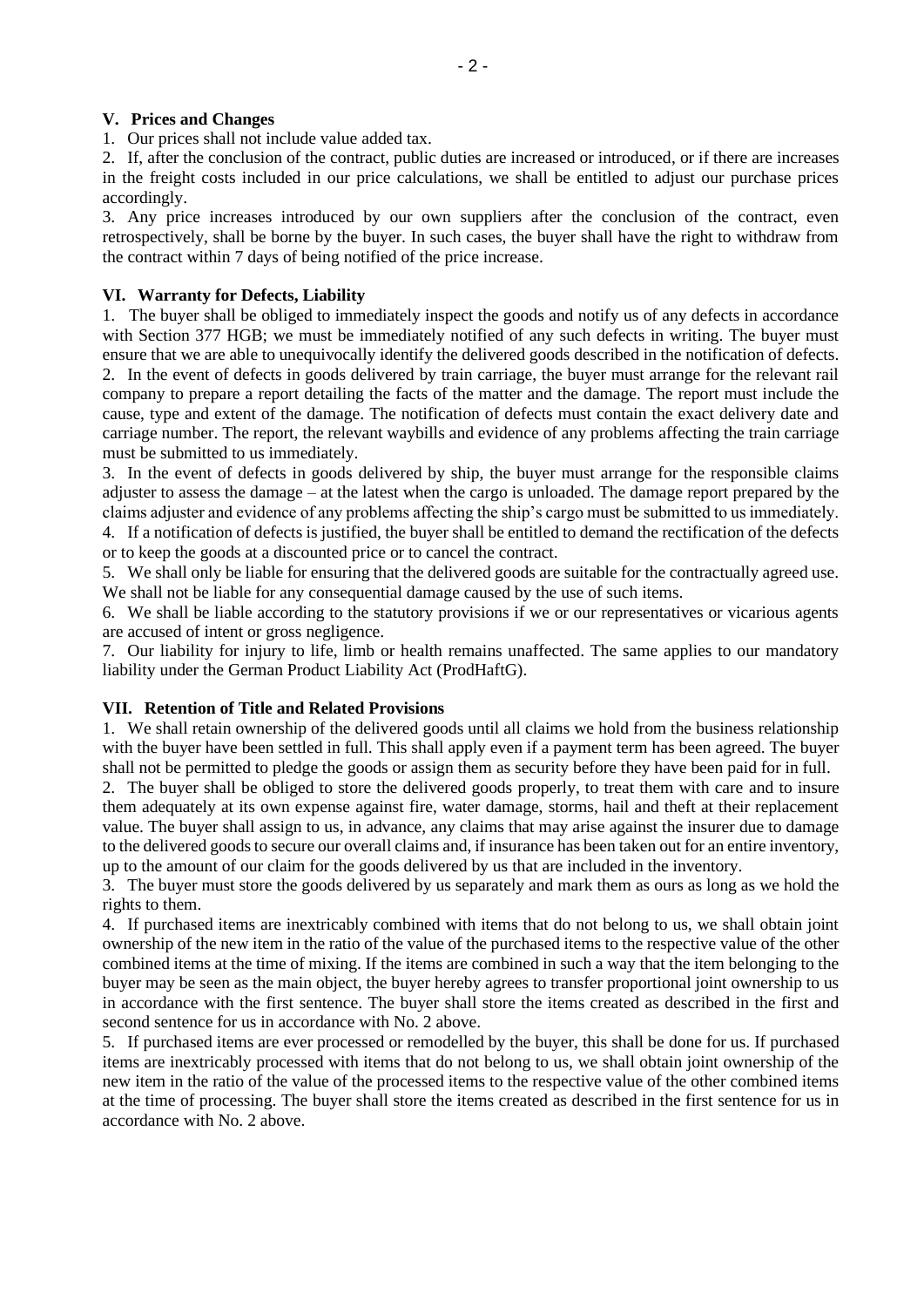## V. Prices and Changes

1. Our prices shall not include value added tax.

2. If, after the conclusion of the contract, public duties are increased or introduced, or if there are increases in the freight costs included in our price calculations, we shall be entitled to adjust our purchase prices accordingly.

3. Any price increases introduced by our own suppliers after the conclusion of the contract, even retrospectively, shall be borne by the buyer. In such cases, the buyer shall have the right to withdraw from the contract within 7 days of being notified of the price increase.

## VI. Warranty for Defects, Liability

1. The buyer shall be obliged to immediately inspect the goods and notify us of any defects in accordance with Section 377 HGB; we must be immediately notified of any such defects in writing. The buyer must ensure that we are able to unequivocally identify the delivered goods described in the notification of defects.

2. In the event of defects in goods delivered by train carriage, the buyer must arrange for the relevant rail company to prepare a report detailing the facts of the matter and the damage. The report must include the cause, type and extent of the damage. The notification of defects must contain the exact delivery date and carriage number. The report, the relevant waybills and evidence of any problems affecting the train carriage must be submitted to us immediately.

3. In the event of defects in goods delivered by ship, the buyer must arrange for the responsible claims adjuster to assess the damage – at the latest when the cargo is unloaded. The damage report prepared by the claims adjuster and evidence of any problems affecting the ship's cargo must be submitted to us immediately.

4. If a notification of defects is justified, the buyer shall be entitled to demand the rectification of the defects or to keep the goods at a discounted price or to cancel the contract.

5. We shall only be liable for ensuring that the delivered goods are suitable for the contractually agreed use. We shall not be liable for any consequential damage caused by the use of such items.

6. We shall be liable according to the statutory provisions if we or our representatives or vicarious agents are accused of intent or gross negligence.

7. Our liability for injury to life, limb or health remains unaffected. The same applies to our mandatory liability under the German Product Liability Act (ProdHaftG).

## VII. Retention of Title and Related Provisions

1. We shall retain ownership of the delivered goods until all claims we hold from the business relationship with the buyer have been settled in full. This shall apply even if a payment term has been agreed. The buyer shall not be permitted to pledge the goods or assign them as security before they have been paid for in full.

2. The buyer shall be obliged to store the delivered goods properly, to treat them with care and to insure them adequately at its own expense against fire, water damage, storms, hail and theft at their replacement value. The buyer shall assign to us, in advance, any claims that may arise against the insurer due to damage to the delivered goods to secure our overall claims and, if insurance has been taken out for an entire inventory, up to the amount of our claim for the goods delivered by us that are included in the inventory.

3. The buyer must store the goods delivered by us separately and mark them as ours as long as we hold the rights to them.

4. If purchased items are inextricably combined with items that do not belong to us, we shall obtain joint ownership of the new item in the ratio of the value of the purchased items to the respective value of the other combined items at the time of mixing. If the items are combined in such a way that the item belonging to the buyer may be seen as the main object, the buyer hereby agrees to transfer proportional joint ownership to us in accordance with the first sentence. The buyer shall store the items created as described in the first and second sentence for us in accordance with No. 2 above.

5. If purchased items are ever processed or remodelled by the buyer, this shall be done for us. If purchased items are inextricably processed with items that do not belong to us, we shall obtain joint ownership of the new item in the ratio of the value of the processed items to the respective value of the other combined items at the time of processing. The buyer shall store the items created as described in the first sentence for us in accordance with No. 2 above.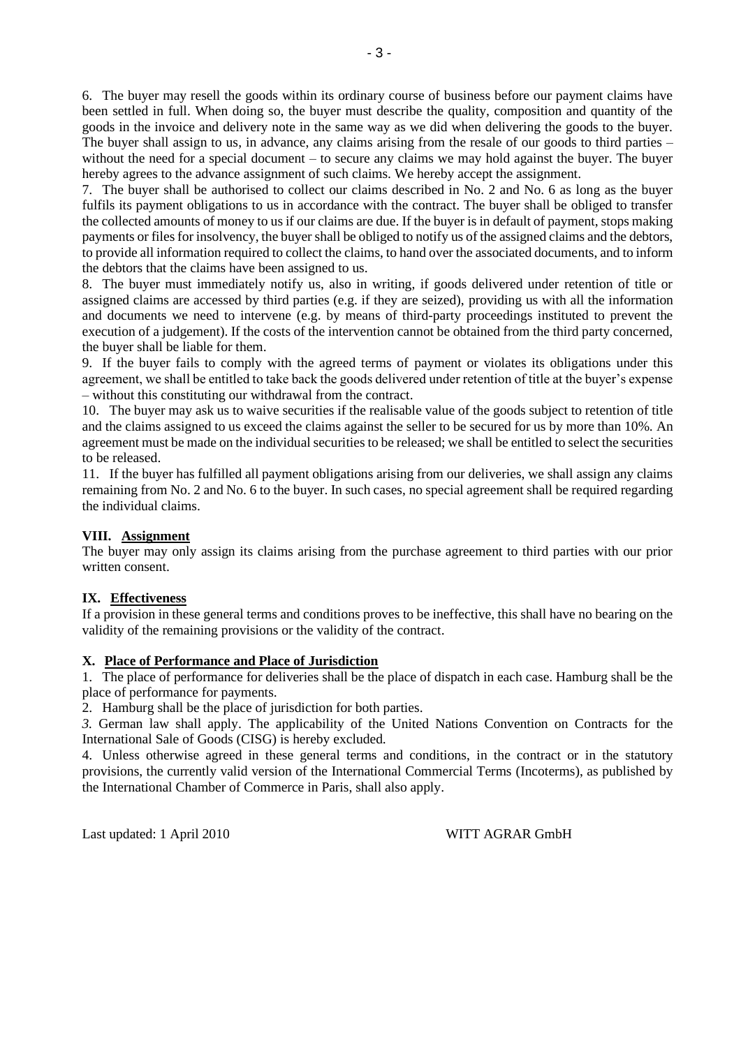6. The buyer may resell the goods within its ordinary course of business before our payment claims have been settled in full. When doing so, the buyer must describe the quality, composition and quantity of the goods in the invoice and delivery note in the same way as we did when delivering the goods to the buyer. The buyer shall assign to us, in advance, any claims arising from the resale of our goods to third parties – without the need for a special document – to secure any claims we may hold against the buyer. The buyer hereby agrees to the advance assignment of such claims. We hereby accept the assignment.

7. The buyer shall be authorised to collect our claims described in No. 2 and No. 6 as long as the buyer fulfils its payment obligations to us in accordance with the contract. The buyer shall be obliged to transfer the collected amounts of money to us if our claims are due. If the buyer is in default of payment, stops making payments or files for insolvency, the buyer shall be obliged to notify us of the assigned claims and the debtors, to provide all information required to collect the claims, to hand over the associated documents, and to inform the debtors that the claims have been assigned to us.

8. The buyer must immediately notify us, also in writing, if goods delivered under retention of title or assigned claims are accessed by third parties (e.g. if they are seized), providing us with all the information and documents we need to intervene (e.g. by means of third-party proceedings instituted to prevent the execution of a judgement). If the costs of the intervention cannot be obtained from the third party concerned, the buyer shall be liable for them.

9. If the buyer fails to comply with the agreed terms of payment or violates its obligations under this agreement, we shall be entitled to take back the goods delivered under retention of title at the buyer's expense – without this constituting our withdrawal from the contract.

10. The buyer may ask us to waive securities if the realisable value of the goods subject to retention of title and the claims assigned to us exceed the claims against the seller to be secured for us by more than 10%. An agreement must be made on the individual securities to be released; we shall be entitled to select the securities to be released.

11. If the buyer has fulfilled all payment obligations arising from our deliveries, we shall assign any claims remaining from No. 2 and No. 6 to the buyer. In such cases, no special agreement shall be required regarding the individual claims.

## VIII. Assignment

The buyer may only assign its claims arising from the purchase agreement to third parties with our prior written consent.

## IX. Effectiveness

If a provision in these general terms and conditions proves to be ineffective, this shall have no bearing on the validity of the remaining provisions or the validity of the contract.

## X. Place of Performance and Place of Jurisdiction

1. The place of performance for deliveries shall be the place of dispatch in each case. Hamburg shall be the place of performance for payments.

2. Hamburg shall be the place of jurisdiction for both parties.

3. German law shall apply. The applicability of the United Nations Convention on Contracts for the International Sale of Goods (CISG) is hereby excluded.

4. Unless otherwise agreed in these general terms and conditions, in the contract or in the statutory provisions, the currently valid version of the International Commercial Terms (Incoterms), as published by the International Chamber of Commerce in Paris, shall also apply.

Last updated: 1 April 2010

WITT AGRAR GmbH